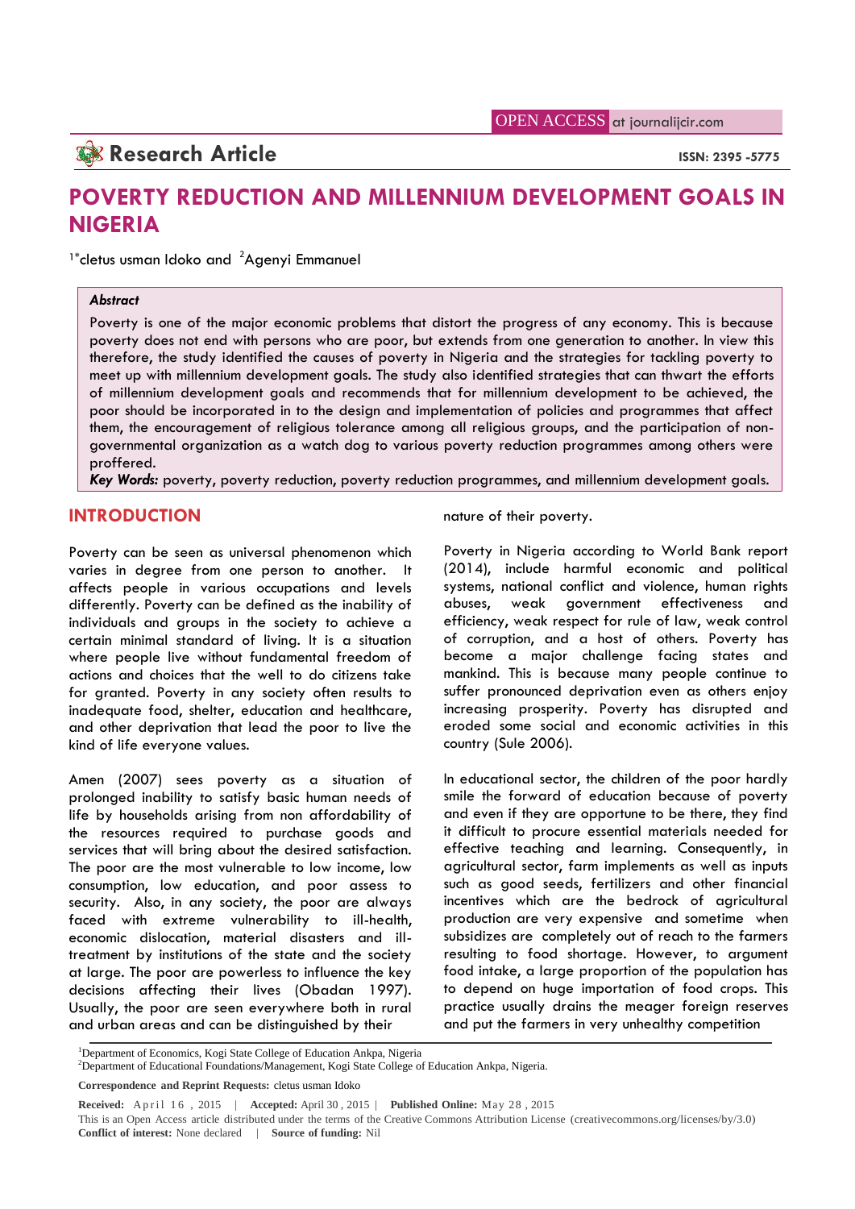# POVERTY REDUCTION AND MILLENNIUM DEVELOPMENT GOALS IN NIGERIA

[1*]cletus usman Idoko and [2]Agenyi Emmanuel

***Abstract***

Poverty is one of the major economic problems that distort the progress of any economy. This is because poverty does not end with persons who are poor, but extends from one generation to another. In view this therefore, the study identified the causes of poverty in Nigeria and the strategies for tackling poverty to meet up with millennium development goals. The study also identified strategies that can thwart the efforts of millennium development goals and recommends that for millennium development to be achieved, the poor should be incorporated in to the design and implementation of policies and programmes that affect them, the encouragement of religious tolerance among all religious groups, and the participation of non-governmental organization as a watch dog to various poverty reduction programmes among others were proffered.

***Key Words:*** poverty, poverty reduction, poverty reduction programmes, and millennium development goals.

## INTRODUCTION

Poverty can be seen as universal phenomenon which varies in degree from one person to another. It affects people in various occupations and levels differently. Poverty can be defined as the inability of individuals and groups in the society to achieve a certain minimal standard of living. It is a situation where people live without fundamental freedom of actions and choices that the well to do citizens take for granted. Poverty in any society often results to inadequate food, shelter, education and healthcare, and other deprivation that lead the poor to live the kind of life everyone values.

Amen (2007) sees poverty as a situation of prolonged inability to satisfy basic human needs of life by households arising from non affordability of the resources required to purchase goods and services that will bring about the desired satisfaction. The poor are the most vulnerable to low income, low consumption, low education, and poor assess to security. Also, in any society, the poor are always faced with extreme vulnerability to ill-health, economic dislocation, material disasters and ill-treatment by institutions of the state and the society at large. The poor are powerless to influence the key decisions affecting their lives (Obadan 1997). Usually, the poor are seen everywhere both in rural and urban areas and can be distinguished by their nature of their poverty.

Poverty in Nigeria according to World Bank report (2014), include harmful economic and political systems, national conflict and violence, human rights abuses, weak government effectiveness and efficiency, weak respect for rule of law, weak control of corruption, and a host of others. Poverty has become a major challenge facing states and mankind. This is because many people continue to suffer pronounced deprivation even as others enjoy increasing prosperity. Poverty has disrupted and eroded some social and economic activities in this country (Sule 2006).

In educational sector, the children of the poor hardly smile the forward of education because of poverty and even if they are opportune to be there, they find it difficult to procure essential materials needed for effective teaching and learning. Consequently, in agricultural sector, farm implements as well as inputs such as good seeds, fertilizers and other financial incentives which are the bedrock of agricultural production are very expensive and sometime when subsidizes are completely out of reach to the farmers resulting to food shortage. However, to argument food intake, a large proportion of the population has to depend on huge importation of food crops. This practice usually drains the meager foreign reserves and put the farmers in very unhealthy competition

[1]Department of Economics, Kogi State College of Education Ankpa, Nigeria

[2]Department of Educational Foundations/Management, Kogi State College of Education Ankpa, Nigeria.

**Correspondence and Reprint Requests:** cletus usman Idoko

**Received:** April 16 , 2015 | **Accepted:** April 30 , 2015 | **Published Online:** May 28 , 2015

This is an Open Access article distributed under the terms of the Creative Commons Attribution License (creativecommons.org/licenses/by/3.0)

**Conflict of interest:** None declared | **Source of funding:** Nil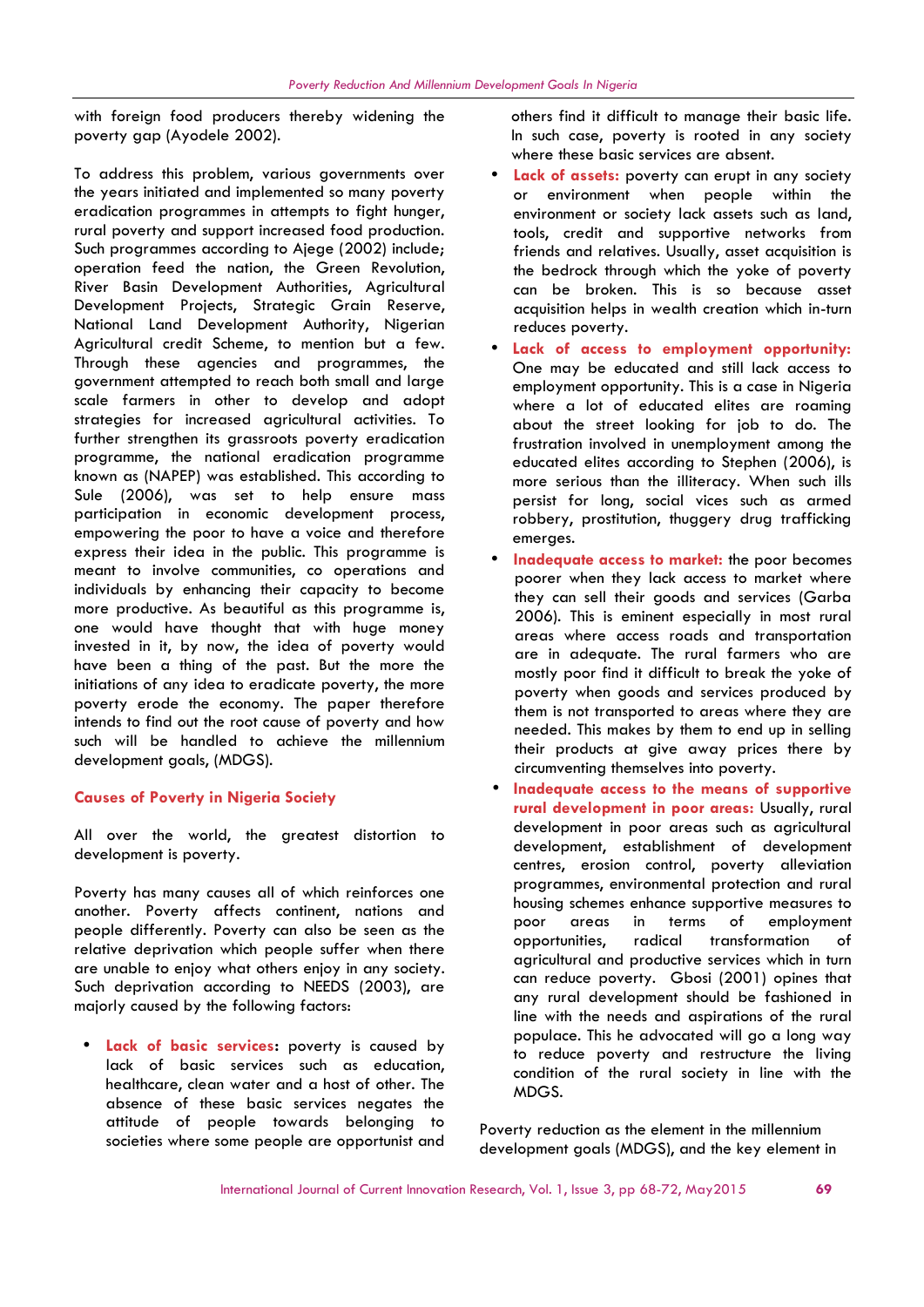with foreign food producers thereby widening the poverty gap (Ayodele 2002).

To address this problem, various governments over the years initiated and implemented so many poverty eradication programmes in attempts to fight hunger, rural poverty and support increased food production. Such programmes according to Ajege (2002) include; operation feed the nation, the Green Revolution, River Basin Development Authorities, Agricultural Development Projects, Strategic Grain Reserve, National Land Development Authority, Nigerian Agricultural credit Scheme, to mention but a few. Through these agencies and programmes, the government attempted to reach both small and large scale farmers in other to develop and adopt strategies for increased agricultural activities. To further strengthen its grassroots poverty eradication programme, the national eradication programme known as (NAPEP) was established. This according to Sule (2006), was set to help ensure mass participation in economic development process, empowering the poor to have a voice and therefore express their idea in the public. This programme is meant to involve communities, co operations and individuals by enhancing their capacity to become more productive. As beautiful as this programme is, one would have thought that with huge money invested in it, by now, the idea of poverty would have been a thing of the past. But the more the initiations of any idea to eradicate poverty, the more poverty erode the economy. The paper therefore intends to find out the root cause of poverty and how such will be handled to achieve the millennium development goals, (MDGS).

## Causes of Poverty in Nigeria Society

All over the world, the greatest distortion to development is poverty.

Poverty has many causes all of which reinforces one another. Poverty affects continent, nations and people differently. Poverty can also be seen as the relative deprivation which people suffer when there are unable to enjoy what others enjoy in any society. Such deprivation according to NEEDS (2003), are majorly caused by the following factors:

- **Lack of basic services**: poverty is caused by lack of basic services such as education, healthcare, clean water and a host of other. The absence of these basic services negates the attitude of people towards belonging to societies where some people are opportunist and others find it difficult to manage their basic life. In such case, poverty is rooted in any society where these basic services are absent.
- **Lack of assets:** poverty can erupt in any society or environment when people within the environment or society lack assets such as land, tools, credit and supportive networks from friends and relatives. Usually, asset acquisition is the bedrock through which the yoke of poverty can be broken. This is so because asset acquisition helps in wealth creation which in-turn reduces poverty.
- **Lack of access to employment opportunity:** One may be educated and still lack access to employment opportunity. This is a case in Nigeria where a lot of educated elites are roaming about the street looking for job to do. The frustration involved in unemployment among the educated elites according to Stephen (2006), is more serious than the illiteracy. When such ills persist for long, social vices such as armed robbery, prostitution, thuggery drug trafficking emerges.
- **Inadequate access to market:** the poor becomes poorer when they lack access to market where they can sell their goods and services (Garba 2006). This is eminent especially in most rural areas where access roads and transportation are in adequate. The rural farmers who are mostly poor find it difficult to break the yoke of poverty when goods and services produced by them is not transported to areas where they are needed. This makes by them to end up in selling their products at give away prices there by circumventing themselves into poverty.
- **Inadequate access to the means of supportive rural development in poor areas:** Usually, rural development in poor areas such as agricultural development, establishment of development centres, erosion control, poverty alleviation programmes, environmental protection and rural housing schemes enhance supportive measures to poor areas in terms of employment opportunities, radical transformation of agricultural and productive services which in turn can reduce poverty. Gbosi (2001) opines that any rural development should be fashioned in line with the needs and aspirations of the rural populace. This he advocated will go a long way to reduce poverty and restructure the living condition of the rural society in line with the MDGS.

Poverty reduction as the element in the millennium development goals (MDGS), and the key element in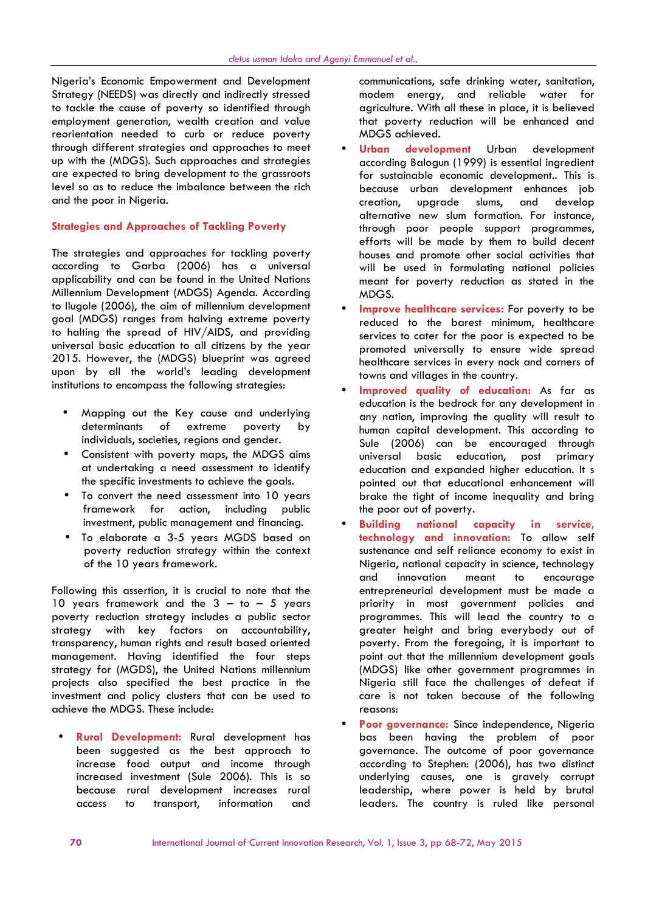Nigeria's Economic Empowerment and Development Strategy (NEEDS) was directly and indirectly stressed to tackle the cause of poverty so identified through employment generation, wealth creation and value reorientation needed to curb or reduce poverty through different strategies and approaches to meet up with the (MDGS). Such approaches and strategies are expected to bring development to the grassroots level so as to reduce the imbalance between the rich and the poor in Nigeria.

## Strategies and Approaches of Tackling Poverty

The strategies and approaches for tackling poverty according to Garba (2006) has a universal applicability and can be found in the United Nations Millennium Development (MDGS) Agenda. According to Ilugole (2006), the aim of millennium development goal (MDGS) ranges from halving extreme poverty to halting the spread of HIV/AIDS, and providing universal basic education to all citizens by the year 2015. However, the (MDGS) blueprint was agreed upon by all the world's leading development institutions to encompass the following strategies:

- Mapping out the Key cause and underlying determinants of extreme poverty by individuals, societies, regions and gender.
- Consistent with poverty maps, the MDGS aims at undertaking a need assessment to identify the specific investments to achieve the goals.
- To convert the need assessment into 10 years framework for action, including public investment, public management and financing.
- To elaborate a 3-5 years MGDS based on poverty reduction strategy within the context of the 10 years framework.

Following this assertion, it is crucial to note that the 10 years framework and the 3 – to – 5 years poverty reduction strategy includes a public sector strategy with key factors on accountability, transparency, human rights and result based oriented management. Having identified the four steps strategy for (MGDS), the United Nations millennium projects also specified the best practice in the investment and policy clusters that can be used to achieve the MDGS. These include:

- **Rural Development:** Rural development has been suggested as the best approach to increase food output and income through increased investment (Sule 2006). This is so because rural development increases rural access to transport, information and communications, safe drinking water, sanitation, modem energy, and reliable water for agriculture. With all these in place, it is believed that poverty reduction will be enhanced and MDGS achieved.
- **Urban development** Urban development according Balogun (1999) is essential ingredient for sustainable economic development.. This is because urban development enhances job creation, upgrade slums, and develop alternative new slum formation. For instance, through poor people support programmes, efforts will be made by them to build decent houses and promote other social activities that will be used in formulating national policies meant for poverty reduction as stated in the MDGS.
- **Improve healthcare services:** For poverty to be reduced to the barest minimum, healthcare services to cater for the poor is expected to be promoted universally to ensure wide spread healthcare services in every nock and corners of towns and villages in the country.
- **Improved quality of education:** As far as education is the bedrock for any development in any nation, improving the quality will result to human capital development. This according to Sule (2006) can be encouraged through universal basic education, post primary education and expanded higher education. It s pointed out that educational enhancement will brake the tight of income inequality and bring the poor out of poverty.
- **Building national capacity in service, technology and innovation:** To allow self sustenance and self reliance economy to exist in Nigeria, national capacity in science, technology and innovation meant to encourage entrepreneurial development must be made a priority in most government policies and programmes. This will lead the country to a greater height and bring everybody out of poverty. From the foregoing, it is important to point out that the millennium development goals (MDGS) like other government programmes in Nigeria still face the challenges of defeat if care is not taken because of the following reasons:
- **Poor governance:** Since independence, Nigeria bas been having the problem of poor governance. The outcome of poor governance according to Stephen: (2006), has two distinct underlying causes, one is gravely corrupt leadership, where power is held by brutal leaders. The country is ruled like personal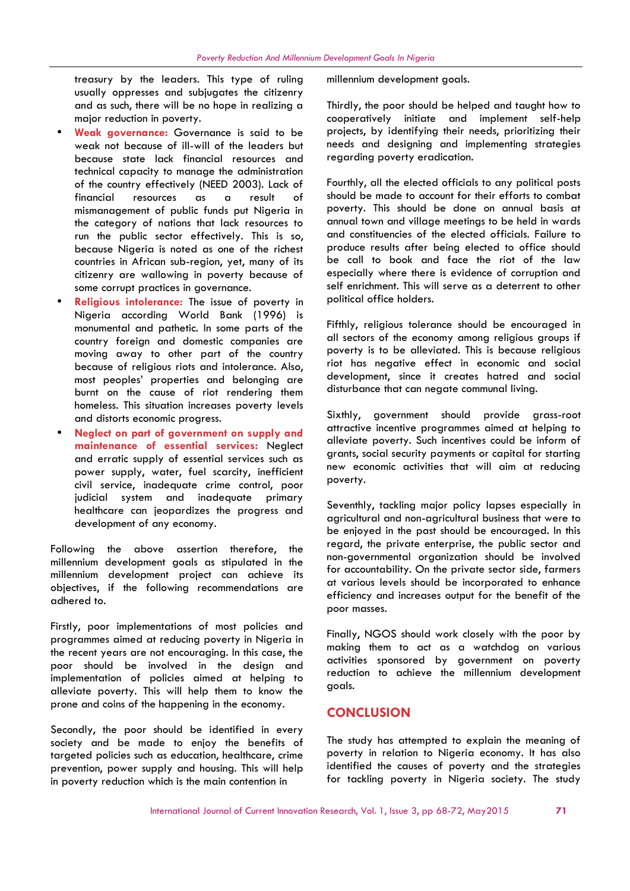treasury by the leaders. This type of ruling usually oppresses and subjugates the citizenry and as such, there will be no hope in realizing a major reduction in poverty.

- **Weak governance:** Governance is said to be weak not because of ill-will of the leaders but because state lack financial resources and technical capacity to manage the administration of the country effectively (NEED 2003). Lack of financial resources as a result of mismanagement of public funds put Nigeria in the category of nations that lack resources to run the public sector effectively. This is so, because Nigeria is noted as one of the richest countries in African sub-region, yet, many of its citizenry are wallowing in poverty because of some corrupt practices in governance.
- **Religious intolerance:** The issue of poverty in Nigeria according World Bank (1996) is monumental and pathetic. In some parts of the country foreign and domestic companies are moving away to other part of the country because of religious riots and intolerance. Also, most peoples' properties and belonging are burnt on the cause of riot rendering them homeless. This situation increases poverty levels and distorts economic progress.
- **Neglect on part of government on supply and maintenance of essential services:** Neglect and erratic supply of essential services such as power supply, water, fuel scarcity, inefficient civil service, inadequate crime control, poor judicial system and inadequate primary healthcare can jeopardizes the progress and development of any economy.

Following the above assertion therefore, the millennium development goals as stipulated in the millennium development project can achieve its objectives, if the following recommendations are adhered to.

Firstly, poor implementations of most policies and programmes aimed at reducing poverty in Nigeria in the recent years are not encouraging. In this case, the poor should be involved in the design and implementation of policies aimed at helping to alleviate poverty. This will help them to know the prone and coins of the happening in the economy.

Secondly, the poor should be identified in every society and be made to enjoy the benefits of targeted policies such as education, healthcare, crime prevention, power supply and housing. This will help in poverty reduction which is the main contention in millennium development goals.

Thirdly, the poor should be helped and taught how to cooperatively initiate and implement self-help projects, by identifying their needs, prioritizing their needs and designing and implementing strategies regarding poverty eradication.

Fourthly, all the elected officials to any political posts should be made to account for their efforts to combat poverty. This should be done on annual basis at annual town and village meetings to be held in wards and constituencies of the elected officials. Failure to produce results after being elected to office should be call to book and face the riot of the law especially where there is evidence of corruption and self enrichment. This will serve as a deterrent to other political office holders.

Fifthly, religious tolerance should be encouraged in all sectors of the economy among religious groups if poverty is to be alleviated. This is because religious riot has negative effect in economic and social development, since it creates hatred and social disturbance that can negate communal living.

Sixthly, government should provide grass-root attractive incentive programmes aimed at helping to alleviate poverty. Such incentives could be inform of grants, social security payments or capital for starting new economic activities that will aim at reducing poverty.

Seventhly, tackling major policy lapses especially in agricultural and non-agricultural business that were to be enjoyed in the past should be encouraged. In this regard, the private enterprise, the public sector and non-governmental organization should be involved for accountability. On the private sector side, farmers at various levels should be incorporated to enhance efficiency and increases output for the benefit of the poor masses.

Finally, NGOS should work closely with the poor by making them to act as a watchdog on various activities sponsored by government on poverty reduction to achieve the millennium development goals.

## CONCLUSION

The study has attempted to explain the meaning of poverty in relation to Nigeria economy. It has also identified the causes of poverty and the strategies for tackling poverty in Nigeria society. The study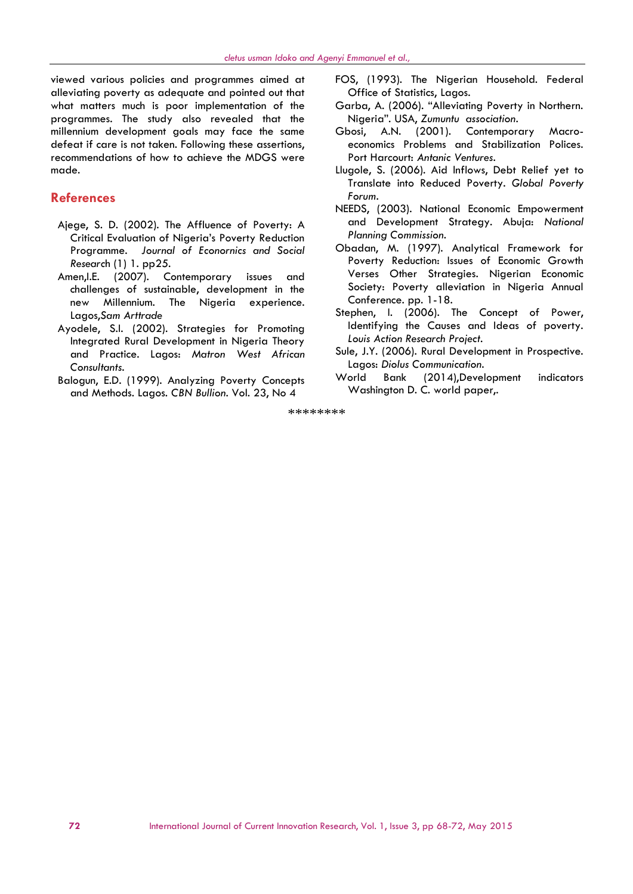viewed various policies and programmes aimed at alleviating poverty as adequate and pointed out that what matters much is poor implementation of the programmes. The study also revealed that the millennium development goals may face the same defeat if care is not taken. Following these assertions, recommendations of how to achieve the MDGS were made.

## References

Ajege, S. D. (2002). The Affluence of Poverty: A Critical Evaluation of Nigeria's Poverty Reduction Programme. *Journal of Econornics and Social Research* (1) 1. pp25.

Amen,I.E. (2007). Contemporary issues and challenges of sustainable, development in the new Millennium. The Nigeria experience. Lagos,*Sam Arttrade*

Ayodele, S.I. (2002). Strategies for Promoting Integrated Rural Development in Nigeria Theory and Practice. Lagos: *Matron West African Consultants*.

Balogun, E.D. (1999). Analyzing Poverty Concepts and Methods. Lagos. *CBN Bullion*. Vol. 23, No 4

FOS, (1993). The Nigerian Household. Federal Office of Statistics, Lagos.

Garba, A. (2006). "Alleviating Poverty in Northern. Nigeria". USA, *Zumuntu association*.

Gbosi, A.N. (2001). Contemporary Macro-economics Problems and Stabilization Polices. Port Harcourt: *Antanic Ventures*.

Llugole, S. (2006). Aid Inflows, Debt Relief yet to Translate into Reduced Poverty. *Global Poverty Forum*.

NEEDS, (2003). National Economic Empowerment and Development Strategy. Abuja: *National Planning Commission*.

Obadan, M. (1997). Analytical Framework for Poverty Reduction: Issues of Economic Growth Verses Other Strategies. Nigerian Economic Society: Poverty alleviation in Nigeria Annual Conference. pp. 1-18.

Stephen, I. (2006). The Concept of Power, Identifying the Causes and Ideas of poverty. *Louis Action Research Project*.

Sule, J.Y. (2006). Rural Development in Prospective. Lagos: *Diolus Communication*.

World Bank (2014),Development indicators Washington D. C. world paper,.

********